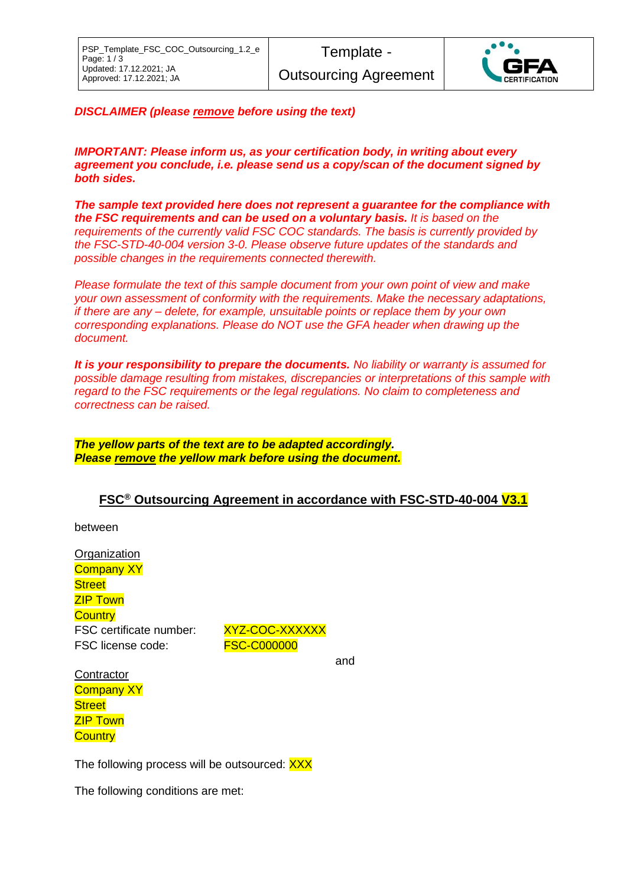***DISCLAIMER (please remove before using the text)***

***IMPORTANT: Please inform us, as your certification body, in writing about every agreement you conclude, i.e. please send us a copy/scan of the document signed by both sides.***

***The sample text provided here does not represent a guarantee for the compliance with the FSC requirements and can be used on a voluntary basis.*** *It is based on the requirements of the currently valid FSC COC standards. The basis is currently provided by the FSC-STD-40-004 version 3-0. Please observe future updates of the standards and possible changes in the requirements connected therewith.*

*Please formulate the text of this sample document from your own point of view and make your own assessment of conformity with the requirements. Make the necessary adaptations, if there are any – delete, for example, unsuitable points or replace them by your own corresponding explanations. Please do NOT use the GFA header when drawing up the document.*

***It is your responsibility to prepare the documents.*** *No liability or warranty is assumed for possible damage resulting from mistakes, discrepancies or interpretations of this sample with regard to the FSC requirements or the legal regulations. No claim to completeness and correctness can be raised.*

***The yellow parts of the text are to be adapted accordingly.***
***Please remove the yellow mark before using the document.***

## FSC® Outsourcing Agreement in accordance with FSC-STD-40-004 V3.1

between

Organization
Company XY
Street
ZIP Town
Country

FSC certificate number: XYZ-COC-XXXXXX
FSC license code: FSC-C000000

and

Contractor
Company XY
Street
ZIP Town
Country

The following process will be outsourced: XXX

The following conditions are met: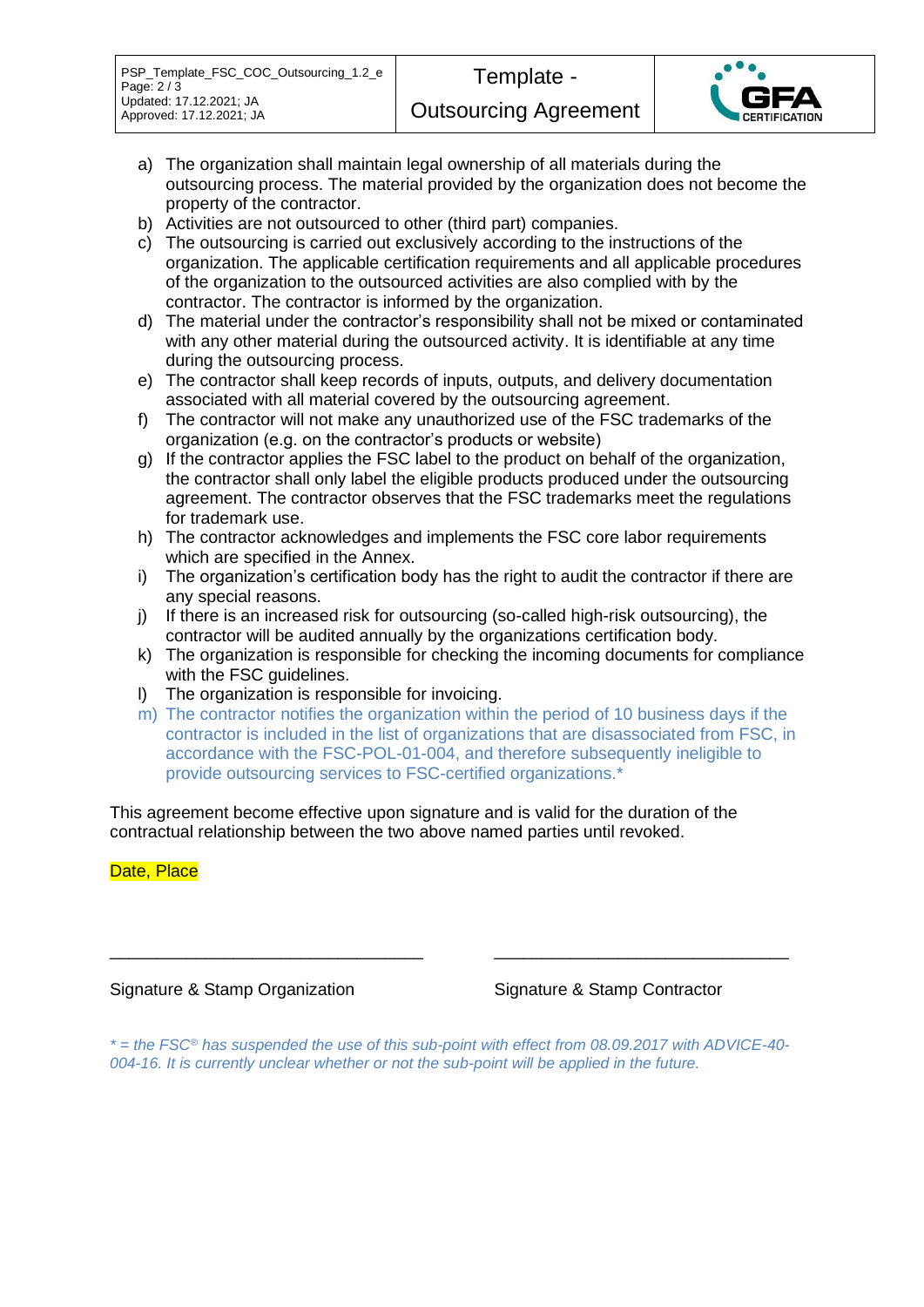a) The organization shall maintain legal ownership of all materials during the outsourcing process. The material provided by the organization does not become the property of the contractor.
b) Activities are not outsourced to other (third part) companies.
c) The outsourcing is carried out exclusively according to the instructions of the organization. The applicable certification requirements and all applicable procedures of the organization to the outsourced activities are also complied with by the contractor. The contractor is informed by the organization.
d) The material under the contractor's responsibility shall not be mixed or contaminated with any other material during the outsourced activity. It is identifiable at any time during the outsourcing process.
e) The contractor shall keep records of inputs, outputs, and delivery documentation associated with all material covered by the outsourcing agreement.
f) The contractor will not make any unauthorized use of the FSC trademarks of the organization (e.g. on the contractor's products or website)
g) If the contractor applies the FSC label to the product on behalf of the organization, the contractor shall only label the eligible products produced under the outsourcing agreement. The contractor observes that the FSC trademarks meet the regulations for trademark use.
h) The contractor acknowledges and implements the FSC core labor requirements which are specified in the Annex.
i) The organization's certification body has the right to audit the contractor if there are any special reasons.
j) If there is an increased risk for outsourcing (so-called high-risk outsourcing), the contractor will be audited annually by the organizations certification body.
k) The organization is responsible for checking the incoming documents for compliance with the FSC guidelines.
l) The organization is responsible for invoicing.
m) The contractor notifies the organization within the period of 10 business days if the contractor is included in the list of organizations that are disassociated from FSC, in accordance with the FSC-POL-01-004, and therefore subsequently ineligible to provide outsourcing services to FSC-certified organizations.*

This agreement become effective upon signature and is valid for the duration of the contractual relationship between the two above named parties until revoked.

Date, Place

\_\_\_\_\_\_\_\_\_\_\_\_\_\_\_\_\_\_\_\_\_\_\_\_\_\_\_\_\_\_\_\_ \_\_\_\_\_\_\_\_\_\_\_\_\_\_\_\_\_\_\_\_\_\_\_\_\_\_\_\_\_\_\_\_

Signature & Stamp Organization Signature & Stamp Contractor

*\* = the FSC® has suspended the use of this sub-point with effect from 08.09.2017 with ADVICE-40-004-16. It is currently unclear whether or not the sub-point will be applied in the future.*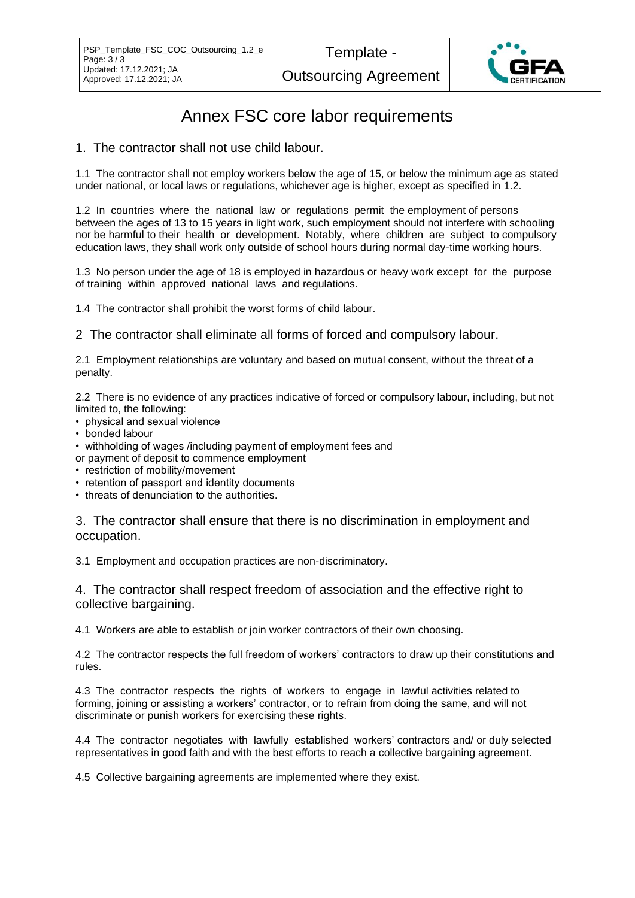# Annex FSC core labor requirements

## 1. The contractor shall not use child labour.

1.1 The contractor shall not employ workers below the age of 15, or below the minimum age as stated under national, or local laws or regulations, whichever age is higher, except as specified in 1.2.

1.2 In countries where the national law or regulations permit the employment of persons between the ages of 13 to 15 years in light work, such employment should not interfere with schooling nor be harmful to their health or development. Notably, where children are subject to compulsory education laws, they shall work only outside of school hours during normal day-time working hours.

1.3 No person under the age of 18 is employed in hazardous or heavy work except for the purpose of training within approved national laws and regulations.

1.4 The contractor shall prohibit the worst forms of child labour.

## 2 The contractor shall eliminate all forms of forced and compulsory labour.

2.1 Employment relationships are voluntary and based on mutual consent, without the threat of a penalty.

2.2 There is no evidence of any practices indicative of forced or compulsory labour, including, but not limited to, the following:

- physical and sexual violence
- bonded labour
- withholding of wages /including payment of employment fees and or payment of deposit to commence employment
- restriction of mobility/movement
- retention of passport and identity documents
- threats of denunciation to the authorities.

## 3. The contractor shall ensure that there is no discrimination in employment and occupation.

3.1 Employment and occupation practices are non-discriminatory.

## 4. The contractor shall respect freedom of association and the effective right to collective bargaining.

4.1 Workers are able to establish or join worker contractors of their own choosing.

4.2 The contractor respects the full freedom of workers' contractors to draw up their constitutions and rules.

4.3 The contractor respects the rights of workers to engage in lawful activities related to forming, joining or assisting a workers' contractor, or to refrain from doing the same, and will not discriminate or punish workers for exercising these rights.

4.4 The contractor negotiates with lawfully established workers' contractors and/ or duly selected representatives in good faith and with the best efforts to reach a collective bargaining agreement.

4.5 Collective bargaining agreements are implemented where they exist.